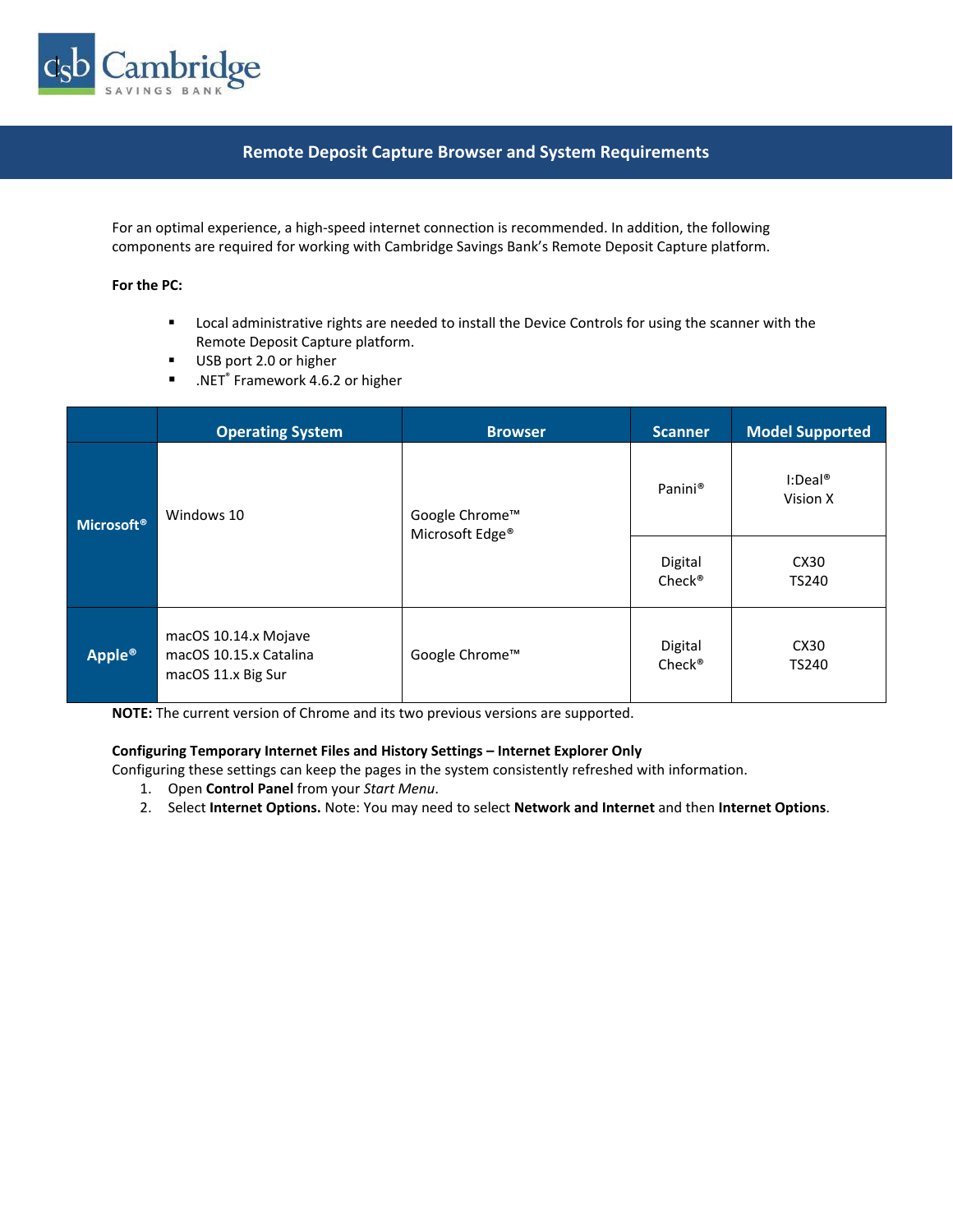Cambridge Savings Bank

## Remote Deposit Capture Browser and System Requirements

For an optimal experience, a high-speed internet connection is recommended. In addition, the following components are required for working with Cambridge Savings Bank's Remote Deposit Capture platform.

**For the PC:**

- Local administrative rights are needed to install the Device Controls for using the scanner with the Remote Deposit Capture platform.
- USB port 2.0 or higher
- .NET® Framework 4.6.2 or higher

| | Operating System | Browser | Scanner | Model Supported |
|---|---|---|---|---|
| **Microsoft®** | Windows 10 | Google Chrome™<br>Microsoft Edge® | Panini® | I:Deal®<br>Vision X |
| | | | Digital Check® | CX30<br>TS240 |
| **Apple®** | macOS 10.14.x Mojave<br>macOS 10.15.x Catalina<br>macOS 11.x Big Sur | Google Chrome™ | Digital Check® | CX30<br>TS240 |

**NOTE:** The current version of Chrome and its two previous versions are supported.

**Configuring Temporary Internet Files and History Settings – Internet Explorer Only**
Configuring these settings can keep the pages in the system consistently refreshed with information.

1. Open **Control Panel** from your *Start Menu*.
2. Select **Internet Options.** Note: You may need to select **Network and Internet** and then **Internet Options**.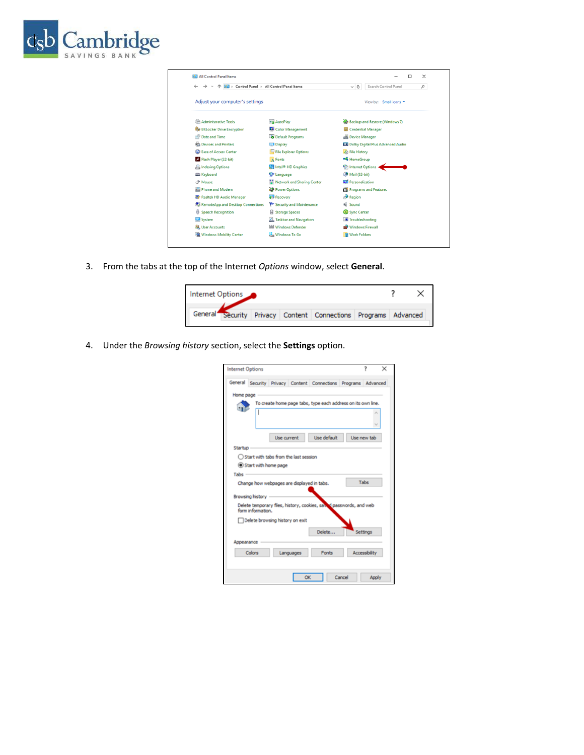3. From the tabs at the top of the Internet *Options* window, select **General**.

4. Under the *Browsing history* section, select the **Settings** option.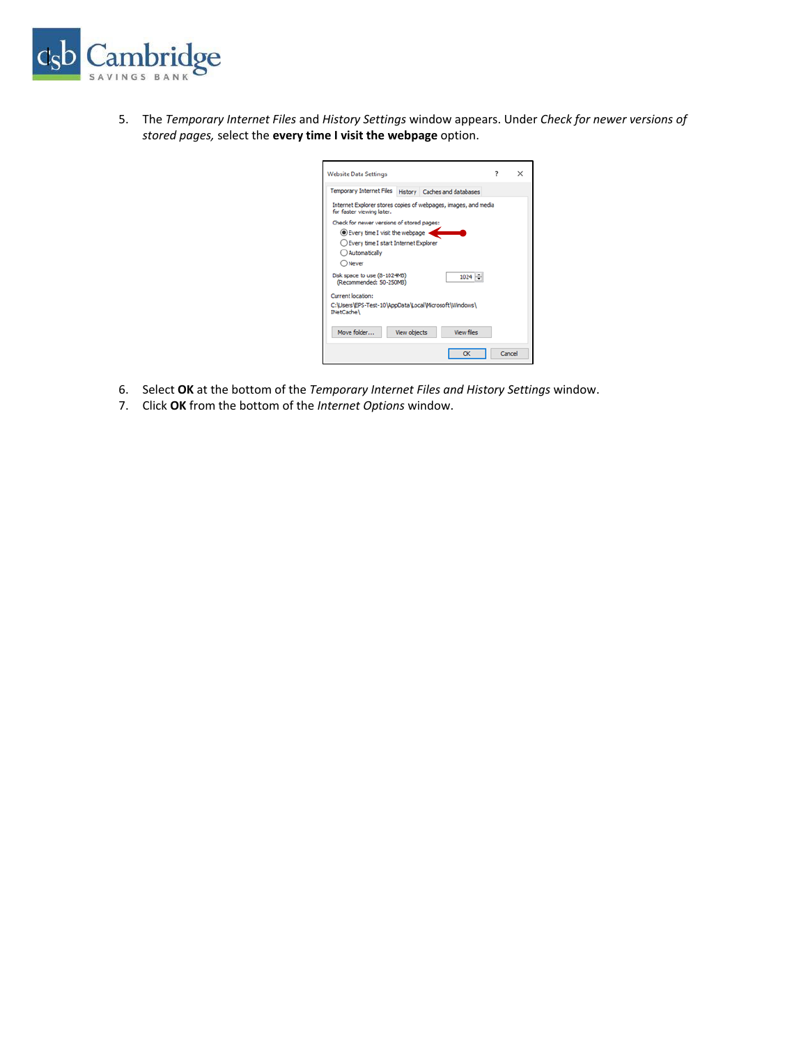5. The *Temporary Internet Files* and *History Settings* window appears. Under *Check for newer versions of stored pages,* select the **every time I visit the webpage** option.

6. Select **OK** at the bottom of the *Temporary Internet Files and History Settings* window.
7. Click **OK** from the bottom of the *Internet Options* window.